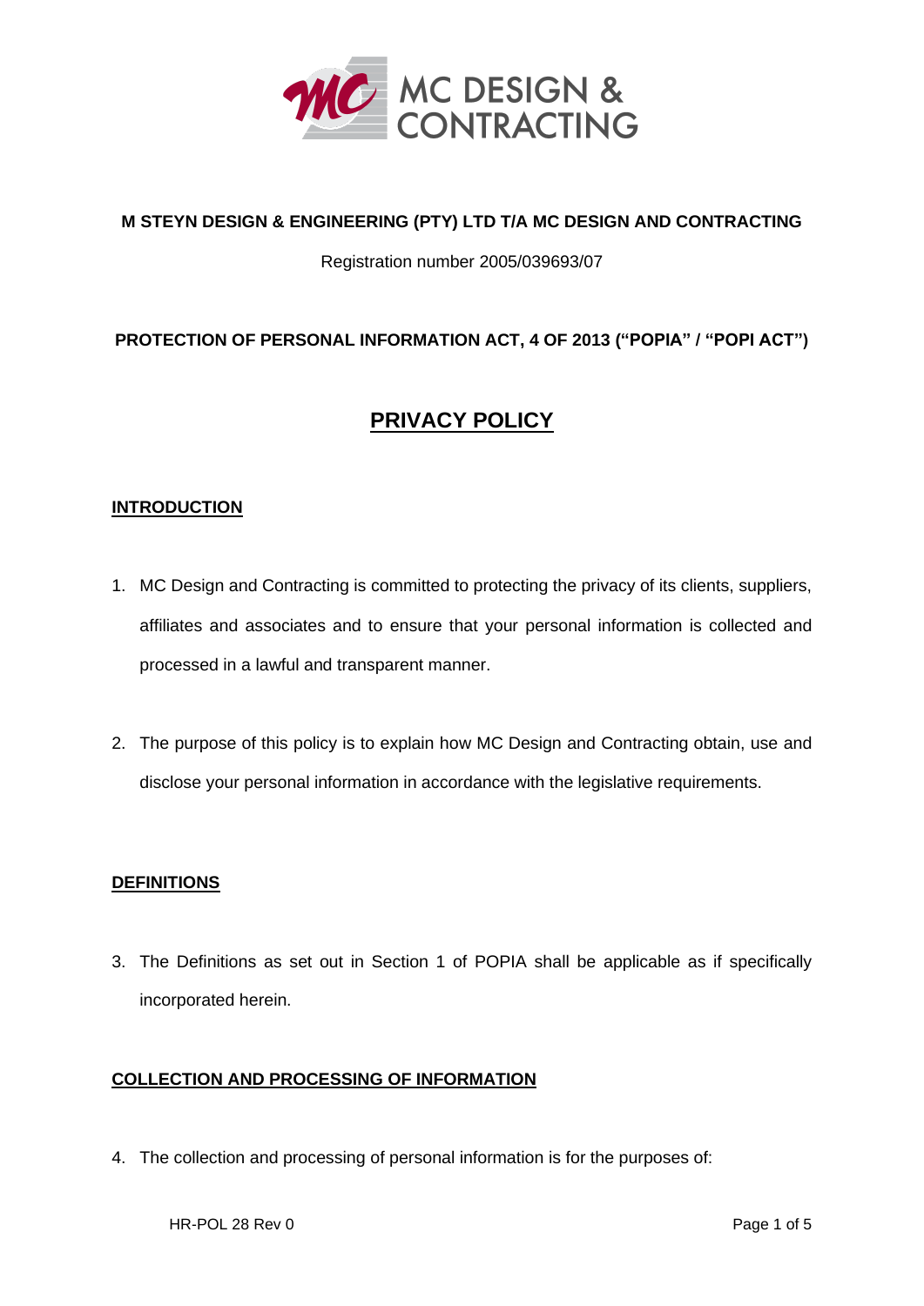**M STEYN DESIGN & ENGINEERING (PTY) LTD T/A MC DESIGN AND CONTRACTING**

Registration number 2005/039693/07

**PROTECTION OF PERSONAL INFORMATION ACT, 4 OF 2013 ("POPIA" / "POPI ACT")**

# PRIVACY POLICY

## INTRODUCTION

1. MC Design and Contracting is committed to protecting the privacy of its clients, suppliers, affiliates and associates and to ensure that your personal information is collected and processed in a lawful and transparent manner.

2. The purpose of this policy is to explain how MC Design and Contracting obtain, use and disclose your personal information in accordance with the legislative requirements.

## DEFINITIONS

3. The Definitions as set out in Section 1 of POPIA shall be applicable as if specifically incorporated herein.

## COLLECTION AND PROCESSING OF INFORMATION

4. The collection and processing of personal information is for the purposes of: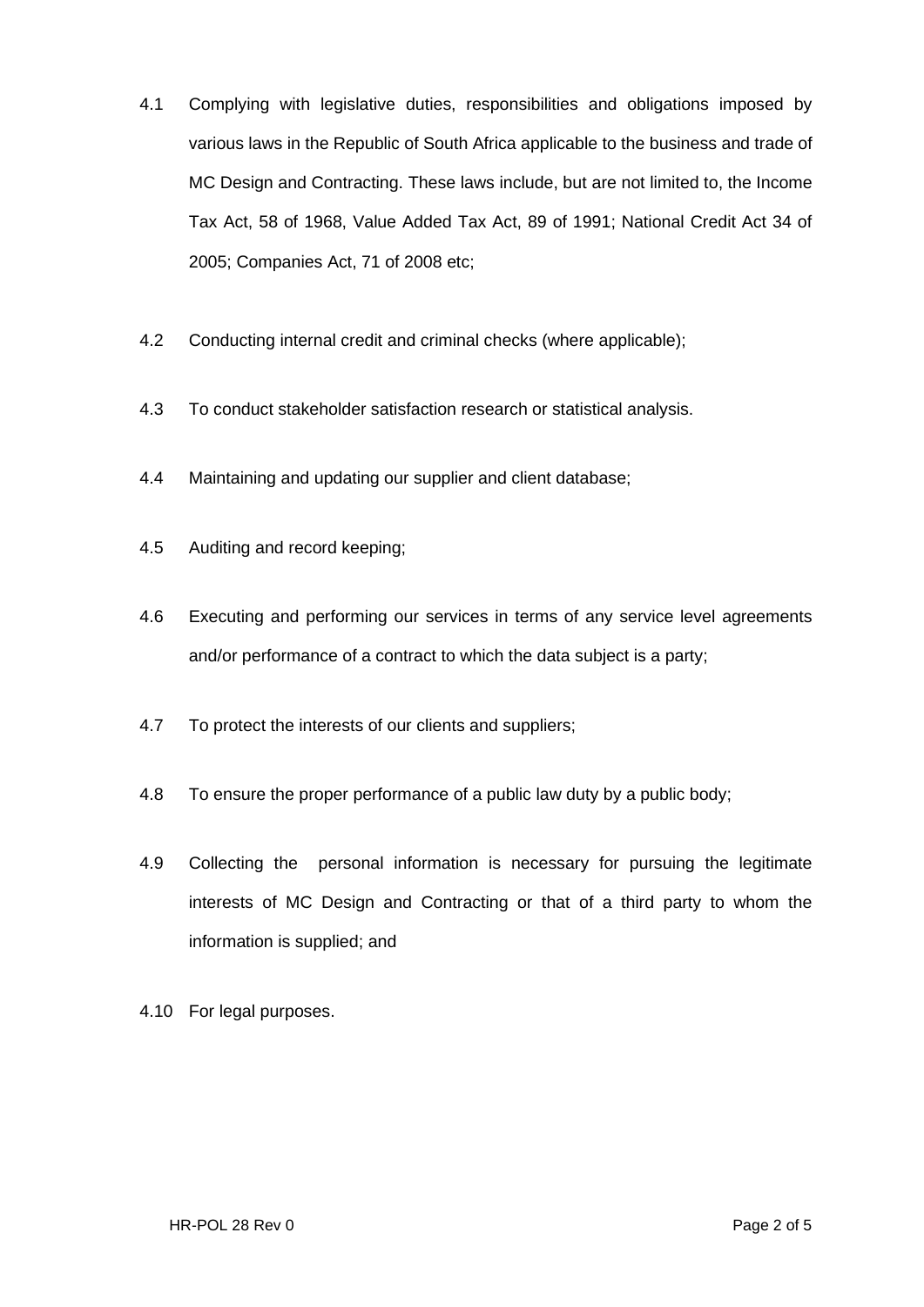4.1 Complying with legislative duties, responsibilities and obligations imposed by various laws in the Republic of South Africa applicable to the business and trade of MC Design and Contracting. These laws include, but are not limited to, the Income Tax Act, 58 of 1968, Value Added Tax Act, 89 of 1991; National Credit Act 34 of 2005; Companies Act, 71 of 2008 etc;

4.2 Conducting internal credit and criminal checks (where applicable);

4.3 To conduct stakeholder satisfaction research or statistical analysis.

4.4 Maintaining and updating our supplier and client database;

4.5 Auditing and record keeping;

4.6 Executing and performing our services in terms of any service level agreements and/or performance of a contract to which the data subject is a party;

4.7 To protect the interests of our clients and suppliers;

4.8 To ensure the proper performance of a public law duty by a public body;

4.9 Collecting the personal information is necessary for pursuing the legitimate interests of MC Design and Contracting or that of a third party to whom the information is supplied; and

4.10 For legal purposes.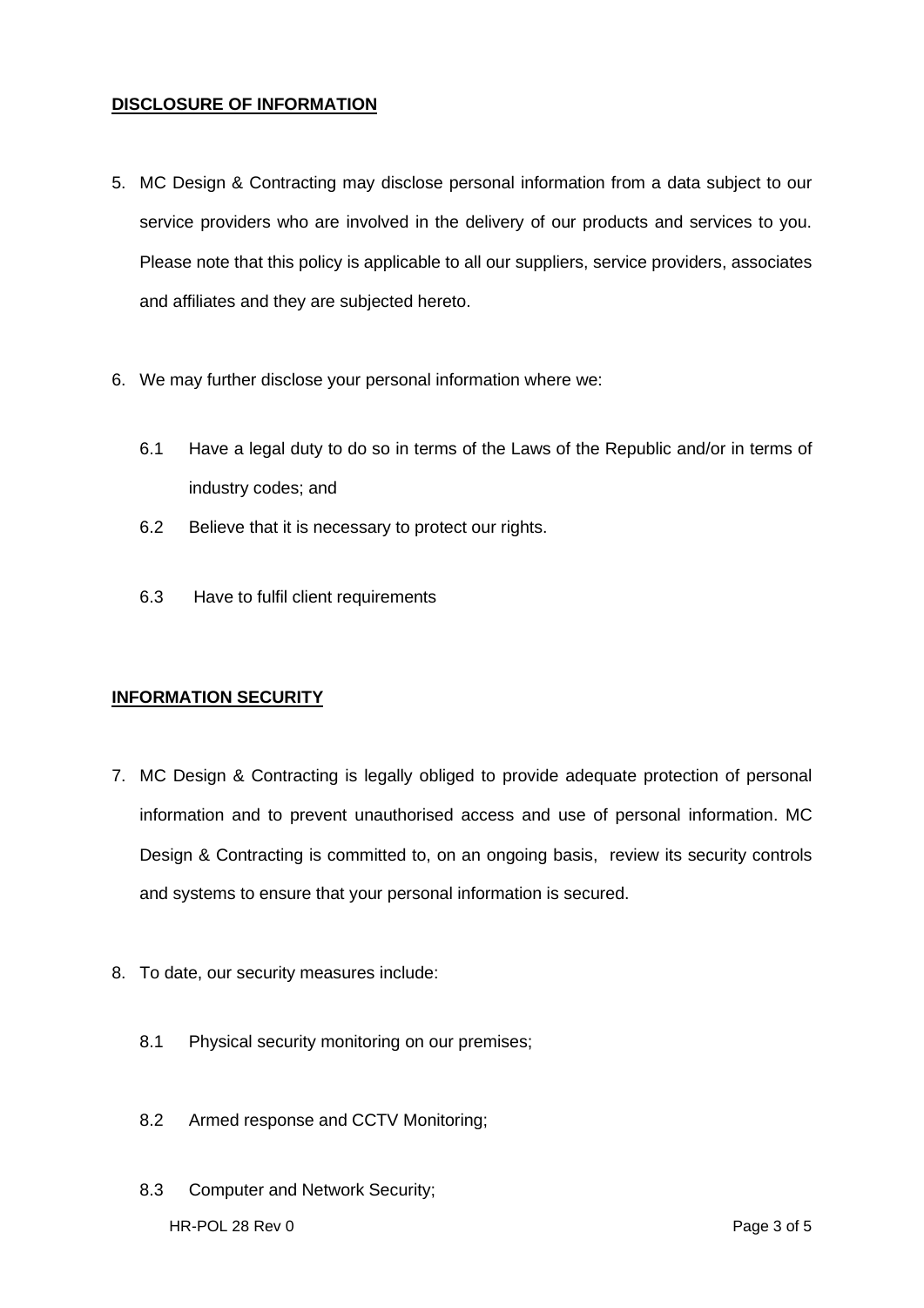**DISCLOSURE OF INFORMATION**

5. MC Design & Contracting may disclose personal information from a data subject to our service providers who are involved in the delivery of our products and services to you. Please note that this policy is applicable to all our suppliers, service providers, associates and affiliates and they are subjected hereto.

6. We may further disclose your personal information where we:

   6.1 Have a legal duty to do so in terms of the Laws of the Republic and/or in terms of industry codes; and

   6.2 Believe that it is necessary to protect our rights.

   6.3 Have to fulfil client requirements

**INFORMATION SECURITY**

7. MC Design & Contracting is legally obliged to provide adequate protection of personal information and to prevent unauthorised access and use of personal information. MC Design & Contracting is committed to, on an ongoing basis, review its security controls and systems to ensure that your personal information is secured.

8. To date, our security measures include:

   8.1 Physical security monitoring on our premises;

   8.2 Armed response and CCTV Monitoring;

   8.3 Computer and Network Security;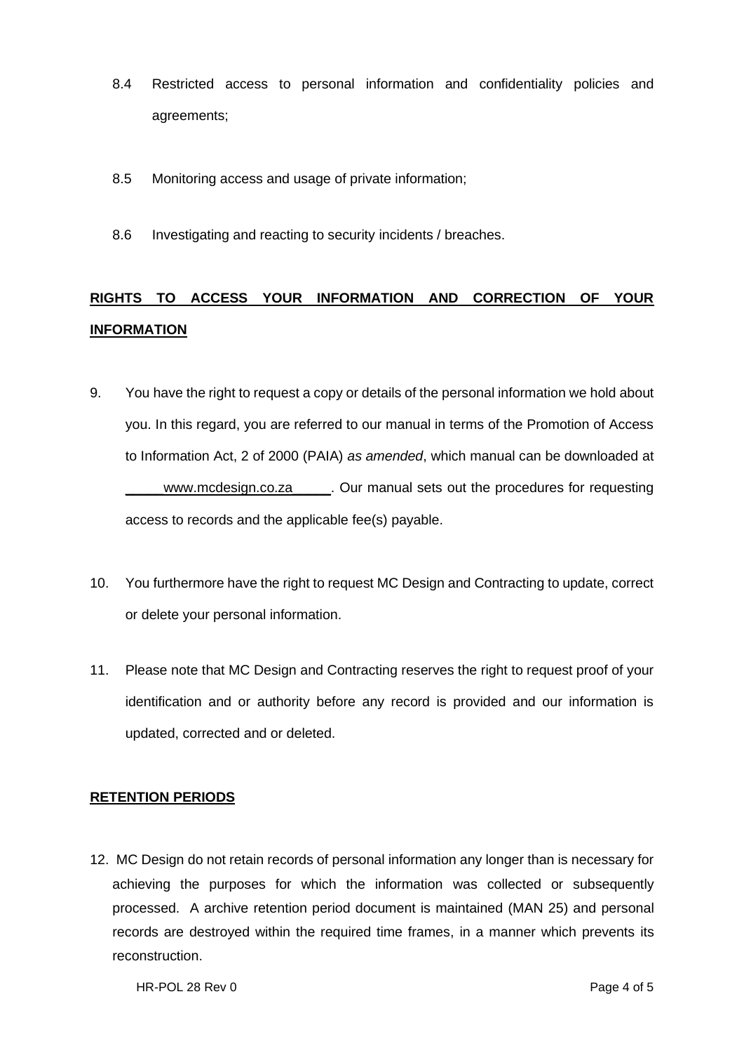8.4 Restricted access to personal information and confidentiality policies and agreements;

8.5 Monitoring access and usage of private information;

8.6 Investigating and reacting to security incidents / breaches.

## RIGHTS TO ACCESS YOUR INFORMATION AND CORRECTION OF YOUR INFORMATION

9. You have the right to request a copy or details of the personal information we hold about you. In this regard, you are referred to our manual in terms of the Promotion of Access to Information Act, 2 of 2000 (PAIA) *as amended*, which manual can be downloaded at _____www.mcdesign.co.za_____. Our manual sets out the procedures for requesting access to records and the applicable fee(s) payable.

10. You furthermore have the right to request MC Design and Contracting to update, correct or delete your personal information.

11. Please note that MC Design and Contracting reserves the right to request proof of your identification and or authority before any record is provided and our information is updated, corrected and or deleted.

## RETENTION PERIODS

12. MC Design do not retain records of personal information any longer than is necessary for achieving the purposes for which the information was collected or subsequently processed. A archive retention period document is maintained (MAN 25) and personal records are destroyed within the required time frames, in a manner which prevents its reconstruction.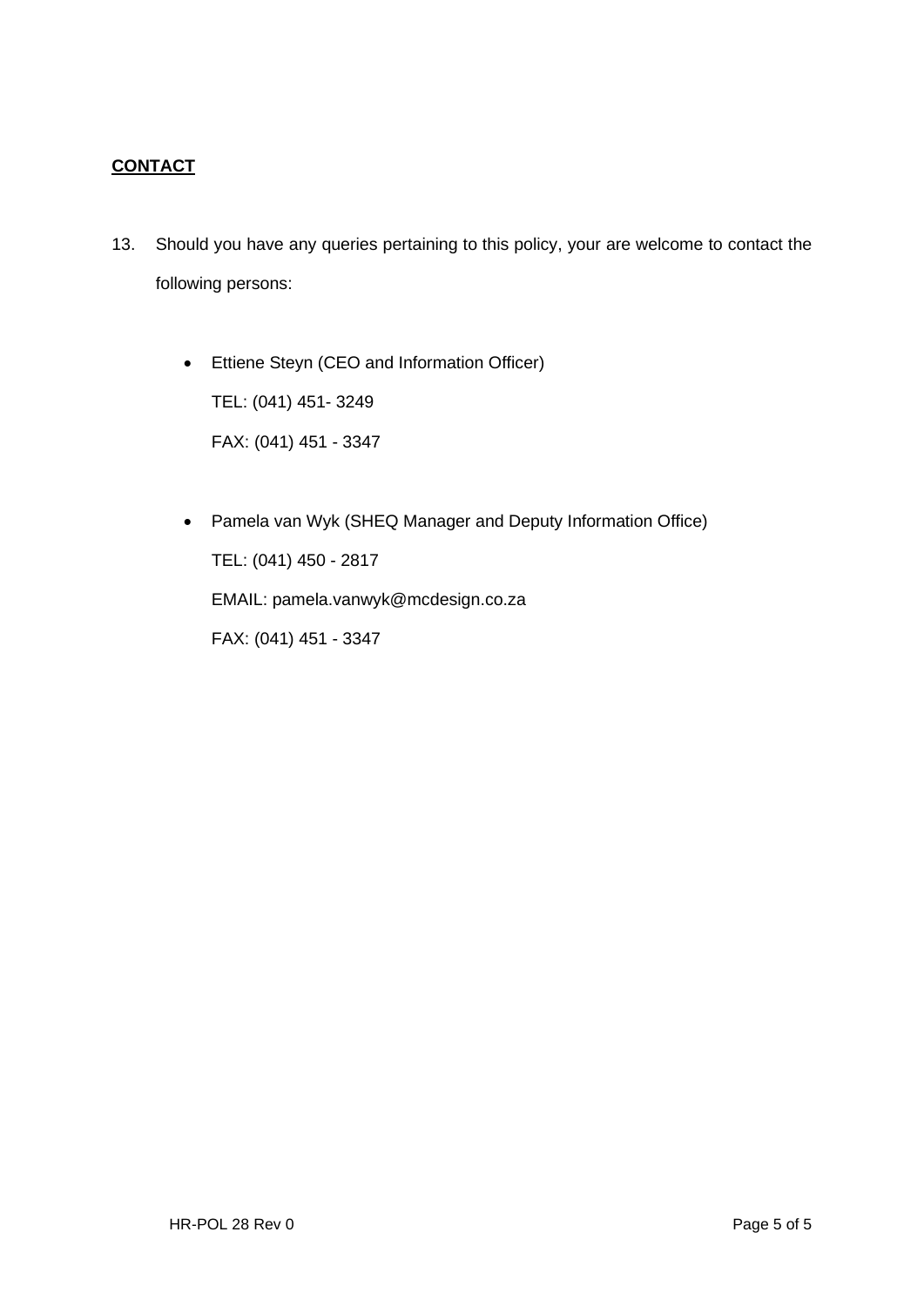**CONTACT**

13. Should you have any queries pertaining to this policy, your are welcome to contact the following persons:

    - Ettiene Steyn (CEO and Information Officer)

      TEL: (041) 451- 3249

      FAX: (041) 451 - 3347

    - Pamela van Wyk (SHEQ Manager and Deputy Information Office)

      TEL: (041) 450 - 2817

      EMAIL: pamela.vanwyk@mcdesign.co.za

      FAX: (041) 451 - 3347